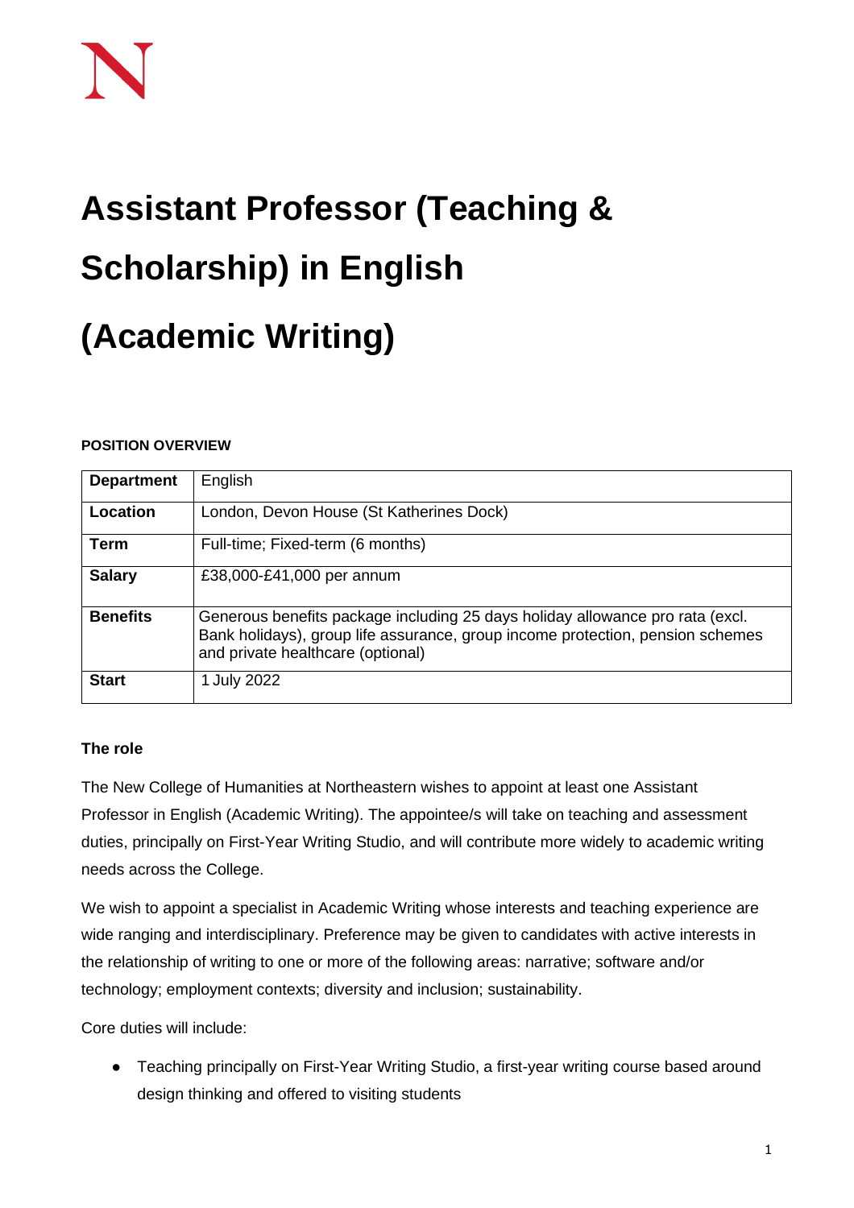# Assistant Professor (Teaching & Scholarship) in English (Academic Writing)

**POSITION OVERVIEW**

| **Department** | English |
|---|---|
| **Location** | London, Devon House (St Katherines Dock) |
| **Term** | Full-time; Fixed-term (6 months) |
| **Salary** | £38,000-£41,000 per annum |
| **Benefits** | Generous benefits package including 25 days holiday allowance pro rata (excl. Bank holidays), group life assurance, group income protection, pension schemes and private healthcare (optional) |
| **Start** | 1 July 2022 |

**The role**

The New College of Humanities at Northeastern wishes to appoint at least one Assistant Professor in English (Academic Writing). The appointee/s will take on teaching and assessment duties, principally on First-Year Writing Studio, and will contribute more widely to academic writing needs across the College.

We wish to appoint a specialist in Academic Writing whose interests and teaching experience are wide ranging and interdisciplinary. Preference may be given to candidates with active interests in the relationship of writing to one or more of the following areas: narrative; software and/or technology; employment contexts; diversity and inclusion; sustainability.

Core duties will include:

- Teaching principally on First-Year Writing Studio, a first-year writing course based around design thinking and offered to visiting students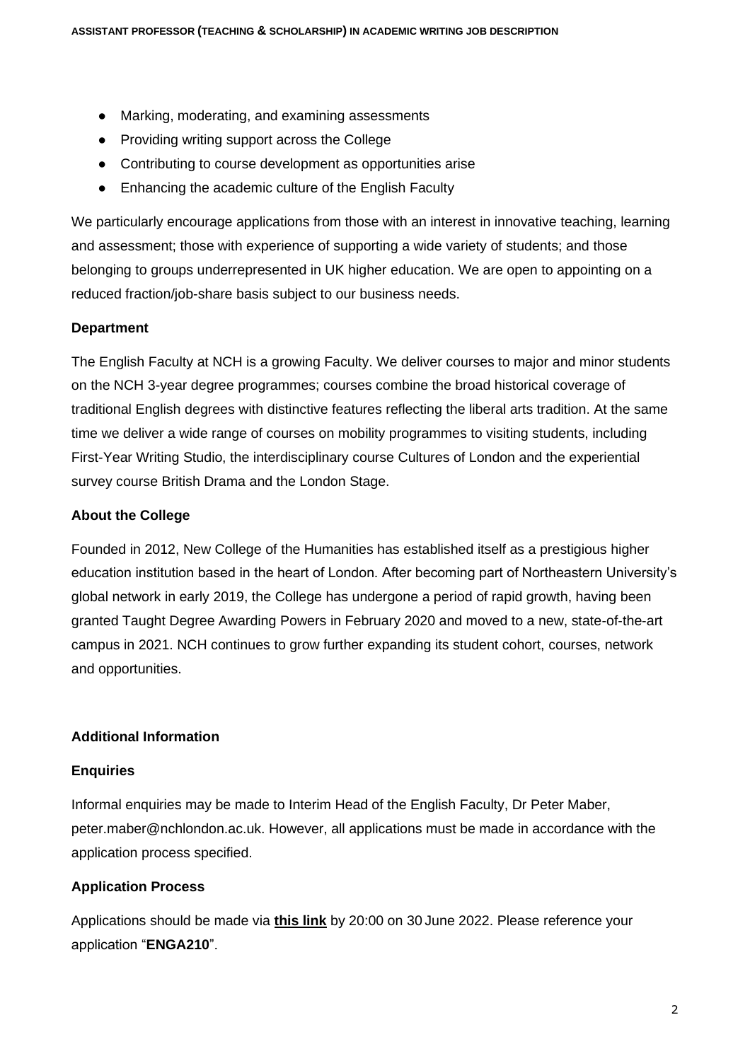- Marking, moderating, and examining assessments
- Providing writing support across the College
- Contributing to course development as opportunities arise
- Enhancing the academic culture of the English Faculty

We particularly encourage applications from those with an interest in innovative teaching, learning and assessment; those with experience of supporting a wide variety of students; and those belonging to groups underrepresented in UK higher education. We are open to appointing on a reduced fraction/job-share basis subject to our business needs.

**Department**

The English Faculty at NCH is a growing Faculty. We deliver courses to major and minor students on the NCH 3-year degree programmes; courses combine the broad historical coverage of traditional English degrees with distinctive features reflecting the liberal arts tradition. At the same time we deliver a wide range of courses on mobility programmes to visiting students, including First-Year Writing Studio, the interdisciplinary course Cultures of London and the experiential survey course British Drama and the London Stage.

**About the College**

Founded in 2012, New College of the Humanities has established itself as a prestigious higher education institution based in the heart of London. After becoming part of Northeastern University's global network in early 2019, the College has undergone a period of rapid growth, having been granted Taught Degree Awarding Powers in February 2020 and moved to a new, state-of-the-art campus in 2021. NCH continues to grow further expanding its student cohort, courses, network and opportunities.

**Additional Information**

**Enquiries**

Informal enquiries may be made to Interim Head of the English Faculty, Dr Peter Maber, peter.maber@nchlondon.ac.uk. However, all applications must be made in accordance with the application process specified.

**Application Process**

Applications should be made via **this link** by 20:00 on 30 June 2022. Please reference your application "**ENGA210**".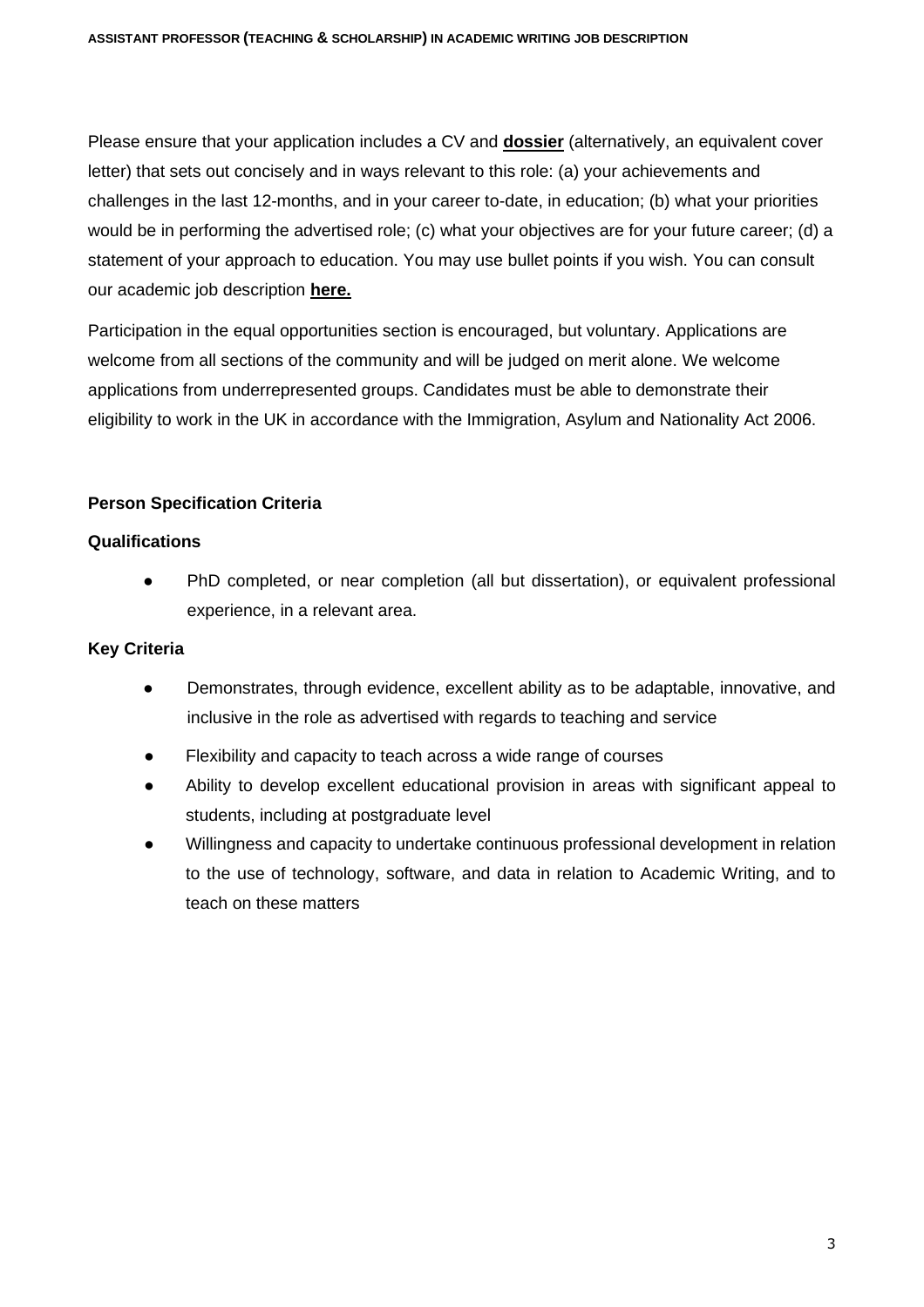Please ensure that your application includes a CV and **dossier** (alternatively, an equivalent cover letter) that sets out concisely and in ways relevant to this role: (a) your achievements and challenges in the last 12-months, and in your career to-date, in education; (b) what your priorities would be in performing the advertised role; (c) what your objectives are for your future career; (d) a statement of your approach to education. You may use bullet points if you wish. You can consult our academic job description **here.**

Participation in the equal opportunities section is encouraged, but voluntary. Applications are welcome from all sections of the community and will be judged on merit alone. We welcome applications from underrepresented groups. Candidates must be able to demonstrate their eligibility to work in the UK in accordance with the Immigration, Asylum and Nationality Act 2006.

**Person Specification Criteria**

**Qualifications**

- PhD completed, or near completion (all but dissertation), or equivalent professional experience, in a relevant area.

**Key Criteria**

- Demonstrates, through evidence, excellent ability as to be adaptable, innovative, and inclusive in the role as advertised with regards to teaching and service
- Flexibility and capacity to teach across a wide range of courses
- Ability to develop excellent educational provision in areas with significant appeal to students, including at postgraduate level
- Willingness and capacity to undertake continuous professional development in relation to the use of technology, software, and data in relation to Academic Writing, and to teach on these matters